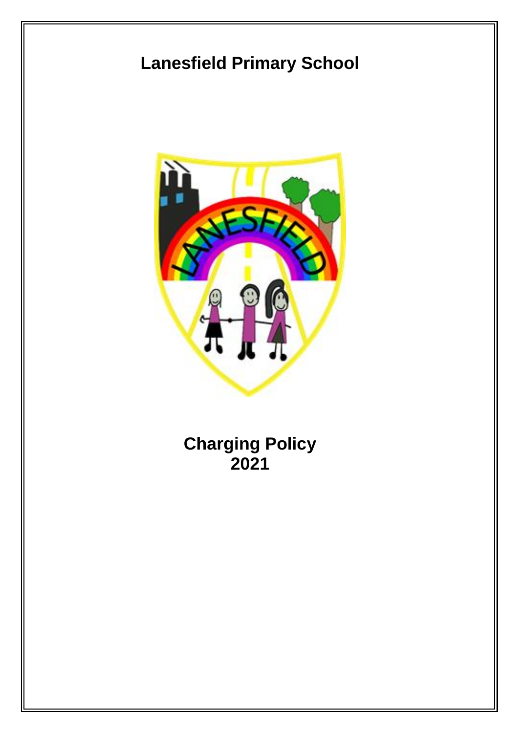# Lanesfield Primary School

# Charging Policy
# 2021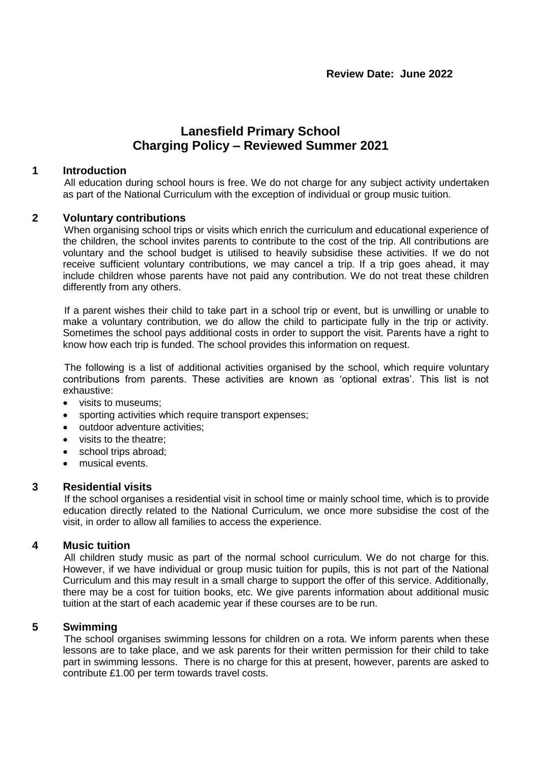**Review Date: June 2022**

# Lanesfield Primary School
# Charging Policy – Reviewed Summer 2021

## 1 Introduction

All education during school hours is free. We do not charge for any subject activity undertaken as part of the National Curriculum with the exception of individual or group music tuition.

## 2 Voluntary contributions

When organising school trips or visits which enrich the curriculum and educational experience of the children, the school invites parents to contribute to the cost of the trip. All contributions are voluntary and the school budget is utilised to heavily subsidise these activities. If we do not receive sufficient voluntary contributions, we may cancel a trip. If a trip goes ahead, it may include children whose parents have not paid any contribution. We do not treat these children differently from any others.

If a parent wishes their child to take part in a school trip or event, but is unwilling or unable to make a voluntary contribution, we do allow the child to participate fully in the trip or activity. Sometimes the school pays additional costs in order to support the visit. Parents have a right to know how each trip is funded. The school provides this information on request.

The following is a list of additional activities organised by the school, which require voluntary contributions from parents. These activities are known as 'optional extras'. This list is not exhaustive:

- visits to museums;
- sporting activities which require transport expenses;
- outdoor adventure activities;
- visits to the theatre;
- school trips abroad;
- musical events.

## 3 Residential visits

If the school organises a residential visit in school time or mainly school time, which is to provide education directly related to the National Curriculum, we once more subsidise the cost of the visit, in order to allow all families to access the experience.

## 4 Music tuition

All children study music as part of the normal school curriculum. We do not charge for this. However, if we have individual or group music tuition for pupils, this is not part of the National Curriculum and this may result in a small charge to support the offer of this service. Additionally, there may be a cost for tuition books, etc. We give parents information about additional music tuition at the start of each academic year if these courses are to be run.

## 5 Swimming

The school organises swimming lessons for children on a rota. We inform parents when these lessons are to take place, and we ask parents for their written permission for their child to take part in swimming lessons. There is no charge for this at present, however, parents are asked to contribute £1.00 per term towards travel costs.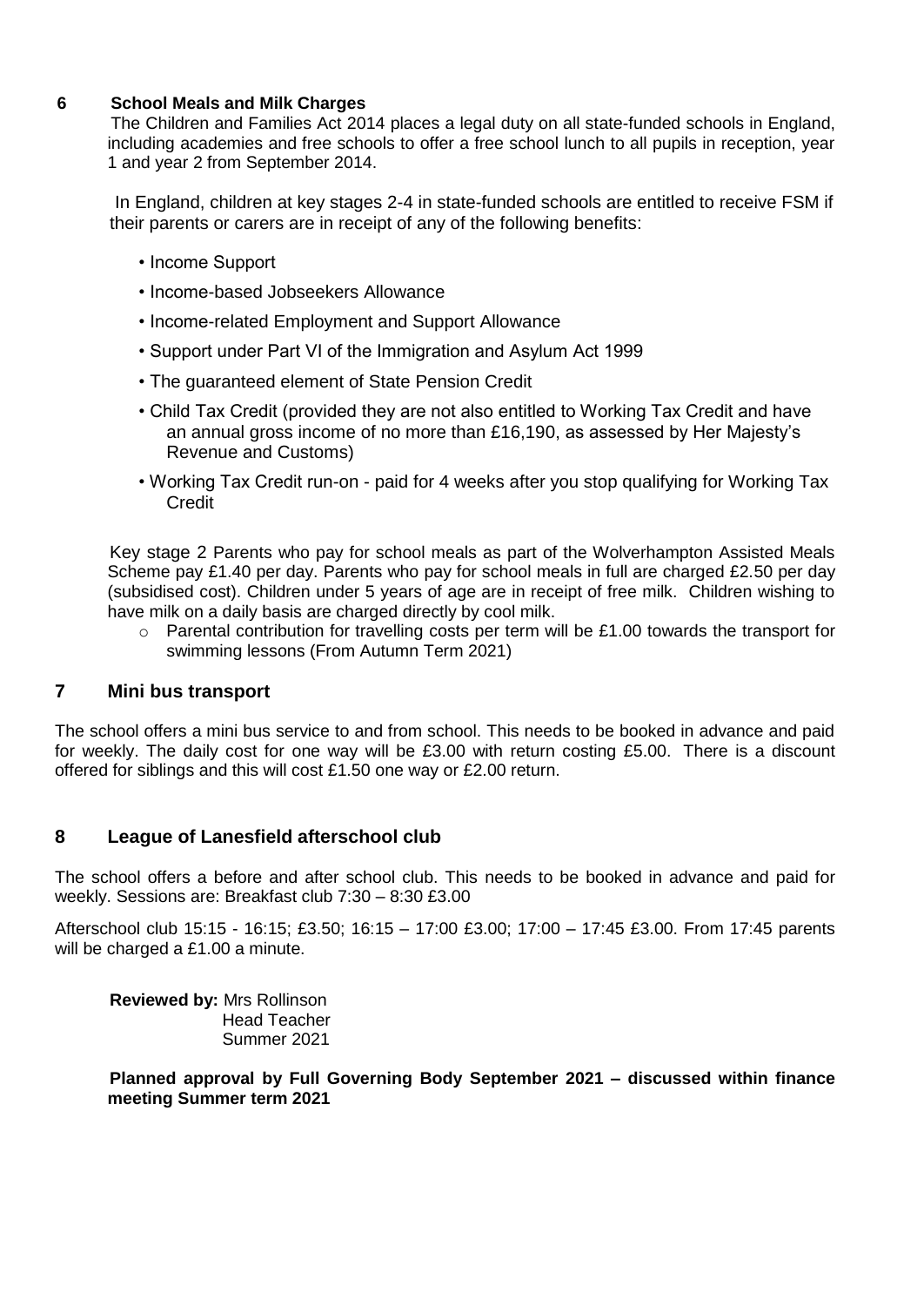## 6 School Meals and Milk Charges

The Children and Families Act 2014 places a legal duty on all state-funded schools in England, including academies and free schools to offer a free school lunch to all pupils in reception, year 1 and year 2 from September 2014.

In England, children at key stages 2-4 in state-funded schools are entitled to receive FSM if their parents or carers are in receipt of any of the following benefits:

- Income Support
- Income-based Jobseekers Allowance
- Income-related Employment and Support Allowance
- Support under Part VI of the Immigration and Asylum Act 1999
- The guaranteed element of State Pension Credit
- Child Tax Credit (provided they are not also entitled to Working Tax Credit and have an annual gross income of no more than £16,190, as assessed by Her Majesty's Revenue and Customs)
- Working Tax Credit run-on - paid for 4 weeks after you stop qualifying for Working Tax Credit

Key stage 2 Parents who pay for school meals as part of the Wolverhampton Assisted Meals Scheme pay £1.40 per day. Parents who pay for school meals in full are charged £2.50 per day (subsidised cost). Children under 5 years of age are in receipt of free milk. Children wishing to have milk on a daily basis are charged directly by cool milk.

- Parental contribution for travelling costs per term will be £1.00 towards the transport for swimming lessons (From Autumn Term 2021)

## 7 Mini bus transport

The school offers a mini bus service to and from school. This needs to be booked in advance and paid for weekly. The daily cost for one way will be £3.00 with return costing £5.00. There is a discount offered for siblings and this will cost £1.50 one way or £2.00 return.

## 8 League of Lanesfield afterschool club

The school offers a before and after school club. This needs to be booked in advance and paid for weekly. Sessions are: Breakfast club 7:30 – 8:30 £3.00

Afterschool club 15:15 - 16:15; £3.50; 16:15 – 17:00 £3.00; 17:00 – 17:45 £3.00. From 17:45 parents will be charged a £1.00 a minute.

**Reviewed by:** Mrs Rollinson
Head Teacher
Summer 2021

**Planned approval by Full Governing Body September 2021 – discussed within finance meeting Summer term 2021**